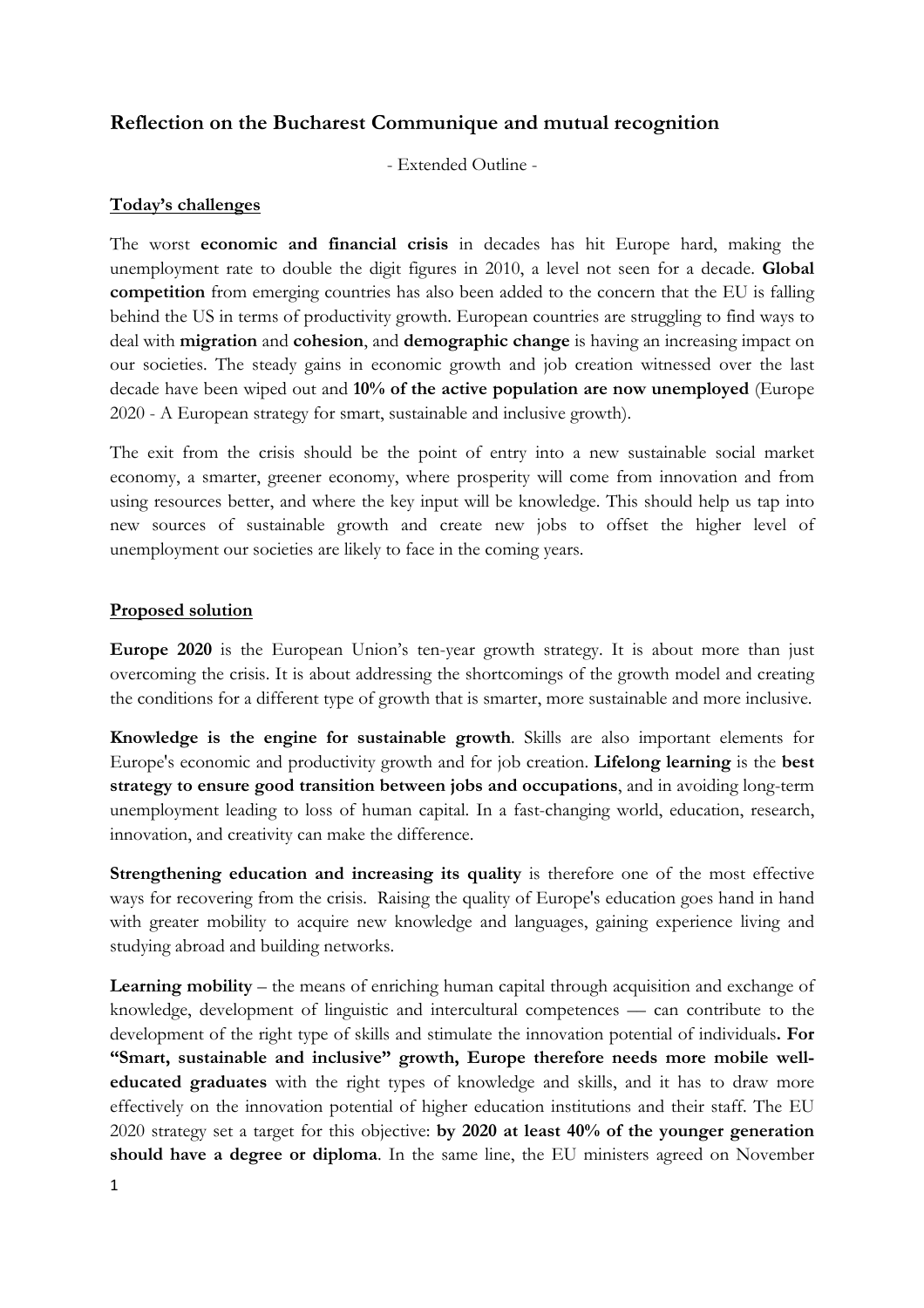# Reflection on the Bucharest Communique and mutual recognition

- Extended Outline -

## Today's challenges

The worst **economic and financial crisis** in decades has hit Europe hard, making the unemployment rate to double the digit figures in 2010, a level not seen for a decade. **Global competition** from emerging countries has also been added to the concern that the EU is falling behind the US in terms of productivity growth. European countries are struggling to find ways to deal with **migration** and **cohesion**, and **demographic change** is having an increasing impact on our societies. The steady gains in economic growth and job creation witnessed over the last decade have been wiped out and **10% of the active population are now unemployed** (Europe 2020 - A European strategy for smart, sustainable and inclusive growth).

The exit from the crisis should be the point of entry into a new sustainable social market economy, a smarter, greener economy, where prosperity will come from innovation and from using resources better, and where the key input will be knowledge. This should help us tap into new sources of sustainable growth and create new jobs to offset the higher level of unemployment our societies are likely to face in the coming years.

## Proposed solution

**Europe 2020** is the European Union's ten-year growth strategy. It is about more than just overcoming the crisis. It is about addressing the shortcomings of the growth model and creating the conditions for a different type of growth that is smarter, more sustainable and more inclusive.

**Knowledge is the engine for sustainable growth**. Skills are also important elements for Europe's economic and productivity growth and for job creation. **Lifelong learning** is the **best strategy to ensure good transition between jobs and occupations**, and in avoiding long-term unemployment leading to loss of human capital. In a fast-changing world, education, research, innovation, and creativity can make the difference.

**Strengthening education and increasing its quality** is therefore one of the most effective ways for recovering from the crisis. Raising the quality of Europe's education goes hand in hand with greater mobility to acquire new knowledge and languages, gaining experience living and studying abroad and building networks.

**Learning mobility** – the means of enriching human capital through acquisition and exchange of knowledge, development of linguistic and intercultural competences — can contribute to the development of the right type of skills and stimulate the innovation potential of individuals**. For "Smart, sustainable and inclusive" growth, Europe therefore needs more mobile well-educated graduates** with the right types of knowledge and skills, and it has to draw more effectively on the innovation potential of higher education institutions and their staff. The EU 2020 strategy set a target for this objective: **by 2020 at least 40% of the younger generation should have a degree or diploma**. In the same line, the EU ministers agreed on November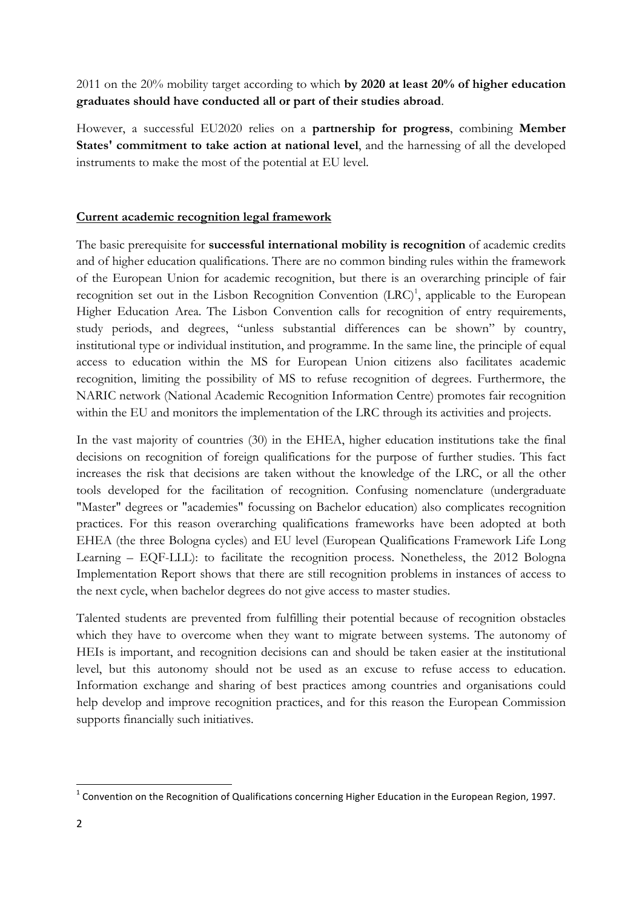2011 on the 20% mobility target according to which **by 2020 at least 20% of higher education graduates should have conducted all or part of their studies abroad**.

However, a successful EU2020 relies on a **partnership for progress**, combining **Member States' commitment to take action at national level**, and the harnessing of all the developed instruments to make the most of the potential at EU level.

## Current academic recognition legal framework

The basic prerequisite for **successful international mobility is recognition** of academic credits and of higher education qualifications. There are no common binding rules within the framework of the European Union for academic recognition, but there is an overarching principle of fair recognition set out in the Lisbon Recognition Convention (LRC)[1], applicable to the European Higher Education Area. The Lisbon Convention calls for recognition of entry requirements, study periods, and degrees, "unless substantial differences can be shown" by country, institutional type or individual institution, and programme. In the same line, the principle of equal access to education within the MS for European Union citizens also facilitates academic recognition, limiting the possibility of MS to refuse recognition of degrees. Furthermore, the NARIC network (National Academic Recognition Information Centre) promotes fair recognition within the EU and monitors the implementation of the LRC through its activities and projects.

In the vast majority of countries (30) in the EHEA, higher education institutions take the final decisions on recognition of foreign qualifications for the purpose of further studies. This fact increases the risk that decisions are taken without the knowledge of the LRC, or all the other tools developed for the facilitation of recognition. Confusing nomenclature (undergraduate "Master" degrees or "academies" focussing on Bachelor education) also complicates recognition practices. For this reason overarching qualifications frameworks have been adopted at both EHEA (the three Bologna cycles) and EU level (European Qualifications Framework Life Long Learning – EQF-LLL): to facilitate the recognition process. Nonetheless, the 2012 Bologna Implementation Report shows that there are still recognition problems in instances of access to the next cycle, when bachelor degrees do not give access to master studies.

Talented students are prevented from fulfilling their potential because of recognition obstacles which they have to overcome when they want to migrate between systems. The autonomy of HEIs is important, and recognition decisions can and should be taken easier at the institutional level, but this autonomy should not be used as an excuse to refuse access to education. Information exchange and sharing of best practices among countries and organisations could help develop and improve recognition practices, and for this reason the European Commission supports financially such initiatives.

---

[1] Convention on the Recognition of Qualifications concerning Higher Education in the European Region, 1997.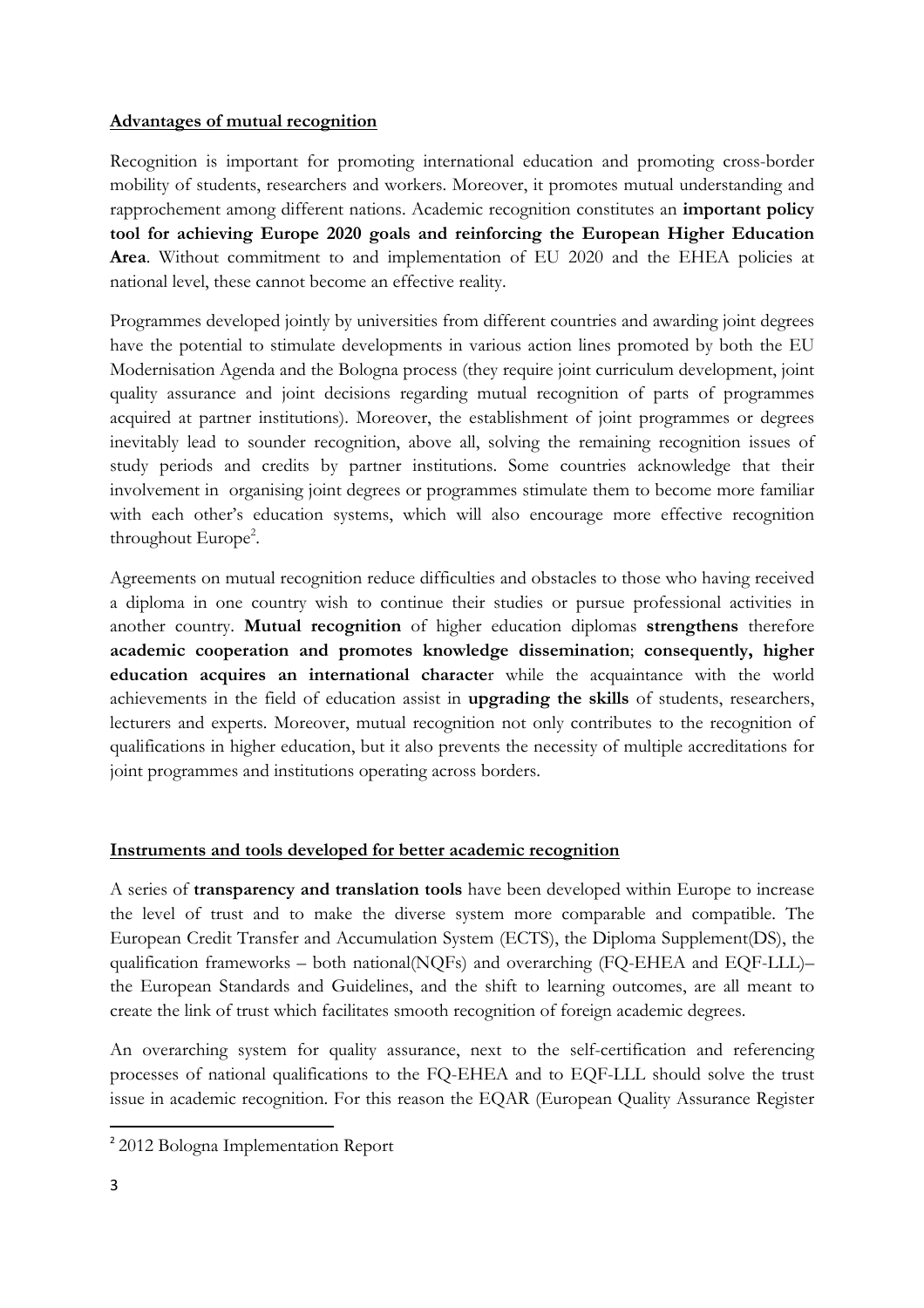**Advantages of mutual recognition**

Recognition is important for promoting international education and promoting cross-border mobility of students, researchers and workers. Moreover, it promotes mutual understanding and rapprochement among different nations. Academic recognition constitutes an **important policy tool for achieving Europe 2020 goals and reinforcing the European Higher Education Area**. Without commitment to and implementation of EU 2020 and the EHEA policies at national level, these cannot become an effective reality.

Programmes developed jointly by universities from different countries and awarding joint degrees have the potential to stimulate developments in various action lines promoted by both the EU Modernisation Agenda and the Bologna process (they require joint curriculum development, joint quality assurance and joint decisions regarding mutual recognition of parts of programmes acquired at partner institutions). Moreover, the establishment of joint programmes or degrees inevitably lead to sounder recognition, above all, solving the remaining recognition issues of study periods and credits by partner institutions. Some countries acknowledge that their involvement in organising joint degrees or programmes stimulate them to become more familiar with each other's education systems, which will also encourage more effective recognition throughout Europe[2].

Agreements on mutual recognition reduce difficulties and obstacles to those who having received a diploma in one country wish to continue their studies or pursue professional activities in another country. **Mutual recognition** of higher education diplomas **strengthens** therefore **academic cooperation and promotes knowledge dissemination**; **consequently, higher education acquires an international character** while the acquaintance with the world achievements in the field of education assist in **upgrading the skills** of students, researchers, lecturers and experts. Moreover, mutual recognition not only contributes to the recognition of qualifications in higher education, but it also prevents the necessity of multiple accreditations for joint programmes and institutions operating across borders.

**Instruments and tools developed for better academic recognition**

A series of **transparency and translation tools** have been developed within Europe to increase the level of trust and to make the diverse system more comparable and compatible. The European Credit Transfer and Accumulation System (ECTS), the Diploma Supplement(DS), the qualification frameworks – both national(NQFs) and overarching (FQ-EHEA and EQF-LLL)– the European Standards and Guidelines, and the shift to learning outcomes, are all meant to create the link of trust which facilitates smooth recognition of foreign academic degrees.

An overarching system for quality assurance, next to the self-certification and referencing processes of national qualifications to the FQ-EHEA and to EQF-LLL should solve the trust issue in academic recognition. For this reason the EQAR (European Quality Assurance Register

[2] 2012 Bologna Implementation Report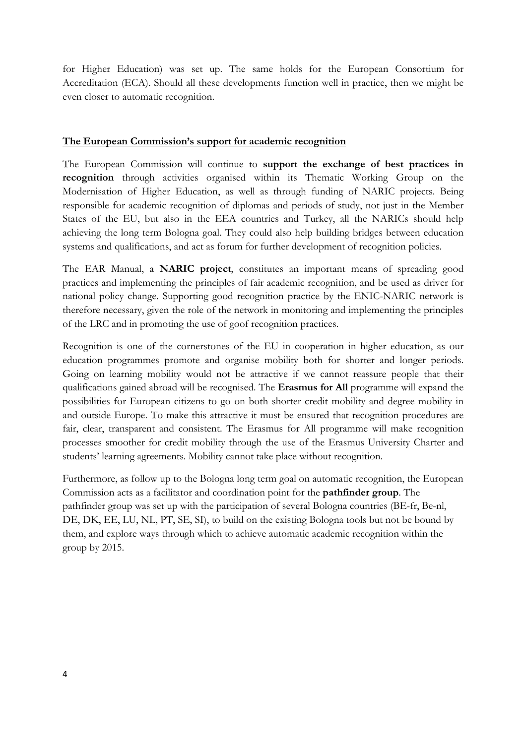for Higher Education) was set up. The same holds for the European Consortium for Accreditation (ECA). Should all these developments function well in practice, then we might be even closer to automatic recognition.

## The European Commission's support for academic recognition

The European Commission will continue to **support the exchange of best practices in recognition** through activities organised within its Thematic Working Group on the Modernisation of Higher Education, as well as through funding of NARIC projects. Being responsible for academic recognition of diplomas and periods of study, not just in the Member States of the EU, but also in the EEA countries and Turkey, all the NARICs should help achieving the long term Bologna goal. They could also help building bridges between education systems and qualifications, and act as forum for further development of recognition policies.

The EAR Manual, a **NARIC project**, constitutes an important means of spreading good practices and implementing the principles of fair academic recognition, and be used as driver for national policy change. Supporting good recognition practice by the ENIC-NARIC network is therefore necessary, given the role of the network in monitoring and implementing the principles of the LRC and in promoting the use of goof recognition practices.

Recognition is one of the cornerstones of the EU in cooperation in higher education, as our education programmes promote and organise mobility both for shorter and longer periods. Going on learning mobility would not be attractive if we cannot reassure people that their qualifications gained abroad will be recognised. The **Erasmus for All** programme will expand the possibilities for European citizens to go on both shorter credit mobility and degree mobility in and outside Europe. To make this attractive it must be ensured that recognition procedures are fair, clear, transparent and consistent. The Erasmus for All programme will make recognition processes smoother for credit mobility through the use of the Erasmus University Charter and students' learning agreements. Mobility cannot take place without recognition.

Furthermore, as follow up to the Bologna long term goal on automatic recognition, the European Commission acts as a facilitator and coordination point for the **pathfinder group**. The pathfinder group was set up with the participation of several Bologna countries (BE-fr, Be-nl, DE, DK, EE, LU, NL, PT, SE, SI), to build on the existing Bologna tools but not be bound by them, and explore ways through which to achieve automatic academic recognition within the group by 2015.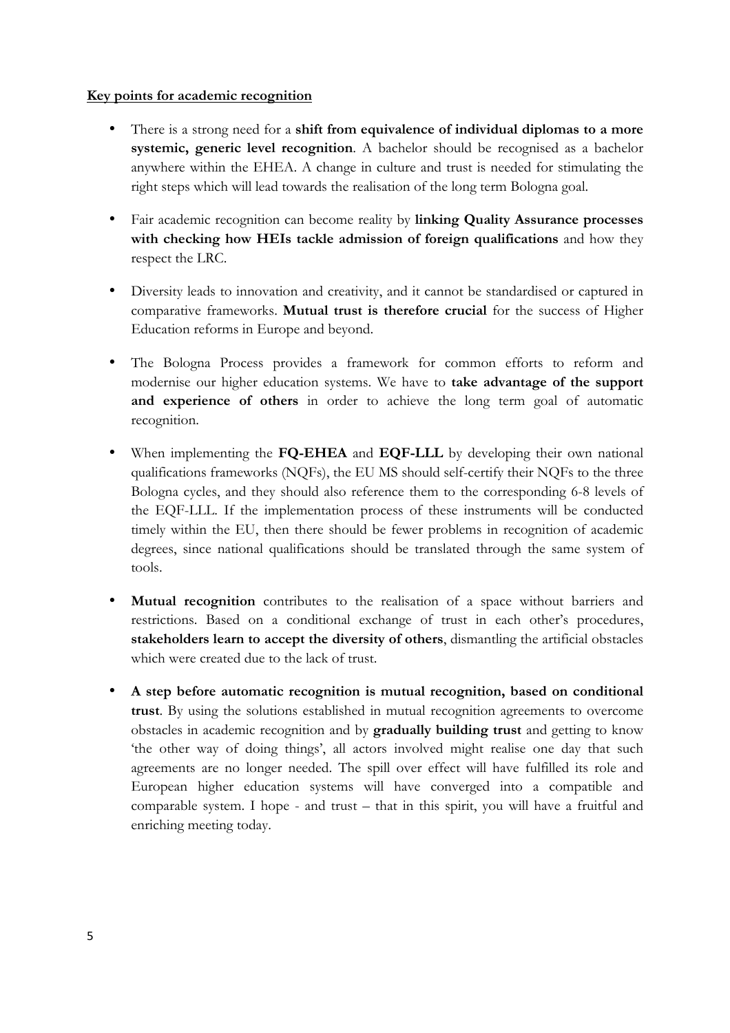**Key points for academic recognition**

- There is a strong need for a **shift from equivalence of individual diplomas to a more systemic, generic level recognition**. A bachelor should be recognised as a bachelor anywhere within the EHEA. A change in culture and trust is needed for stimulating the right steps which will lead towards the realisation of the long term Bologna goal.

- Fair academic recognition can become reality by **linking Quality Assurance processes with checking how HEIs tackle admission of foreign qualifications** and how they respect the LRC.

- Diversity leads to innovation and creativity, and it cannot be standardised or captured in comparative frameworks. **Mutual trust is therefore crucial** for the success of Higher Education reforms in Europe and beyond.

- The Bologna Process provides a framework for common efforts to reform and modernise our higher education systems. We have to **take advantage of the support and experience of others** in order to achieve the long term goal of automatic recognition.

- When implementing the **FQ-EHEA** and **EQF-LLL** by developing their own national qualifications frameworks (NQFs), the EU MS should self-certify their NQFs to the three Bologna cycles, and they should also reference them to the corresponding 6-8 levels of the EQF-LLL. If the implementation process of these instruments will be conducted timely within the EU, then there should be fewer problems in recognition of academic degrees, since national qualifications should be translated through the same system of tools.

- **Mutual recognition** contributes to the realisation of a space without barriers and restrictions. Based on a conditional exchange of trust in each other's procedures, **stakeholders learn to accept the diversity of others**, dismantling the artificial obstacles which were created due to the lack of trust.

- **A step before automatic recognition is mutual recognition, based on conditional trust**. By using the solutions established in mutual recognition agreements to overcome obstacles in academic recognition and by **gradually building trust** and getting to know 'the other way of doing things', all actors involved might realise one day that such agreements are no longer needed. The spill over effect will have fulfilled its role and European higher education systems will have converged into a compatible and comparable system. I hope - and trust – that in this spirit, you will have a fruitful and enriching meeting today.